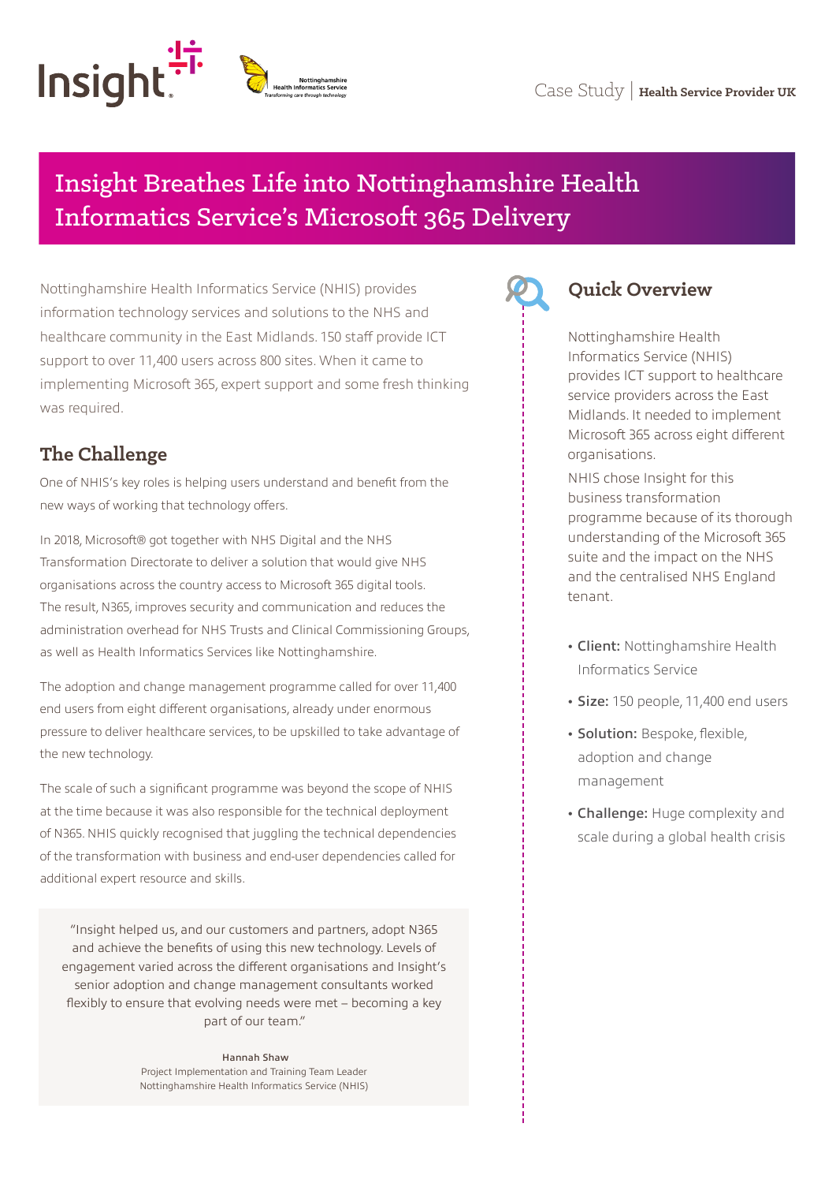Case Study | **Health Service Provider UK**

# Insight Breathes Life into Nottinghamshire Health Informatics Service's Microsoft 365 Delivery

Nottinghamshire Health Informatics Service (NHIS) provides information technology services and solutions to the NHS and healthcare community in the East Midlands. 150 staff provide ICT support to over 11,400 users across 800 sites. When it came to implementing Microsoft 365, expert support and some fresh thinking was required.

## The Challenge

One of NHIS's key roles is helping users understand and benefit from the new ways of working that technology offers.

In 2018, Microsoft® got together with NHS Digital and the NHS Transformation Directorate to deliver a solution that would give NHS organisations across the country access to Microsoft 365 digital tools. The result, N365, improves security and communication and reduces the administration overhead for NHS Trusts and Clinical Commissioning Groups, as well as Health Informatics Services like Nottinghamshire.

The adoption and change management programme called for over 11,400 end users from eight different organisations, already under enormous pressure to deliver healthcare services, to be upskilled to take advantage of the new technology.

The scale of such a significant programme was beyond the scope of NHIS at the time because it was also responsible for the technical deployment of N365. NHIS quickly recognised that juggling the technical dependencies of the transformation with business and end-user dependencies called for additional expert resource and skills.

> "Insight helped us, and our customers and partners, adopt N365 and achieve the benefits of using this new technology. Levels of engagement varied across the different organisations and Insight's senior adoption and change management consultants worked flexibly to ensure that evolving needs were met – becoming a key part of our team."
>
> **Hannah Shaw**
> Project Implementation and Training Team Leader
> Nottinghamshire Health Informatics Service (NHIS)

## Quick Overview

Nottinghamshire Health Informatics Service (NHIS) provides ICT support to healthcare service providers across the East Midlands. It needed to implement Microsoft 365 across eight different organisations.

NHIS chose Insight for this business transformation programme because of its thorough understanding of the Microsoft 365 suite and the impact on the NHS and the centralised NHS England tenant.

- **Client:** Nottinghamshire Health Informatics Service
- **Size:** 150 people, 11,400 end users
- **Solution:** Bespoke, flexible, adoption and change management
- **Challenge:** Huge complexity and scale during a global health crisis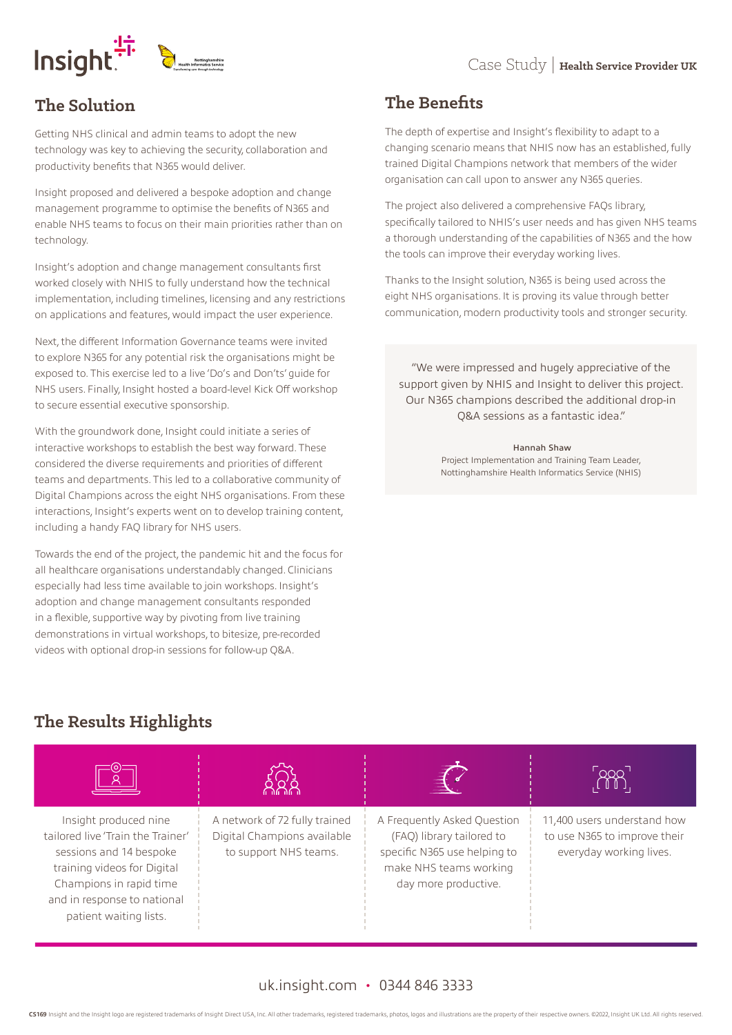## The Solution

Getting NHS clinical and admin teams to adopt the new technology was key to achieving the security, collaboration and productivity benefits that N365 would deliver.

Insight proposed and delivered a bespoke adoption and change management programme to optimise the benefits of N365 and enable NHS teams to focus on their main priorities rather than on technology.

Insight's adoption and change management consultants first worked closely with NHIS to fully understand how the technical implementation, including timelines, licensing and any restrictions on applications and features, would impact the user experience.

Next, the different Information Governance teams were invited to explore N365 for any potential risk the organisations might be exposed to. This exercise led to a live 'Do's and Don'ts' guide for NHS users. Finally, Insight hosted a board-level Kick Off workshop to secure essential executive sponsorship.

With the groundwork done, Insight could initiate a series of interactive workshops to establish the best way forward. These considered the diverse requirements and priorities of different teams and departments. This led to a collaborative community of Digital Champions across the eight NHS organisations. From these interactions, Insight's experts went on to develop training content, including a handy FAQ library for NHS users.

Towards the end of the project, the pandemic hit and the focus for all healthcare organisations understandably changed. Clinicians especially had less time available to join workshops. Insight's adoption and change management consultants responded in a flexible, supportive way by pivoting from live training demonstrations in virtual workshops, to bitesize, pre-recorded videos with optional drop-in sessions for follow-up Q&A.

## The Benefits

The depth of expertise and Insight's flexibility to adapt to a changing scenario means that NHIS now has an established, fully trained Digital Champions network that members of the wider organisation can call upon to answer any N365 queries.

The project also delivered a comprehensive FAQs library, specifically tailored to NHIS's user needs and has given NHS teams a thorough understanding of the capabilities of N365 and the how the tools can improve their everyday working lives.

Thanks to the Insight solution, N365 is being used across the eight NHS organisations. It is proving its value through better communication, modern productivity tools and stronger security.

> "We were impressed and hugely appreciative of the support given by NHIS and Insight to deliver this project. Our N365 champions described the additional drop-in Q&A sessions as a fantastic idea."
>
> **Hannah Shaw**
> Project Implementation and Training Team Leader, Nottinghamshire Health Informatics Service (NHIS)

## The Results Highlights

- Insight produced nine tailored live 'Train the Trainer' sessions and 14 bespoke training videos for Digital Champions in rapid time and in response to national patient waiting lists.
- A network of 72 fully trained Digital Champions available to support NHS teams.
- A Frequently Asked Question (FAQ) library tailored to specific N365 use helping to make NHS teams working day more productive.
- 11,400 users understand how to use N365 to improve their everyday working lives.

uk.insight.com • 0344 846 3333

CS169 Insight and the Insight logo are registered trademarks of Insight Direct USA, Inc. All other trademarks, registered trademarks, photos, logos and illustrations are the property of their respective owners. ©2022, Insight UK Ltd. All rights reserved.